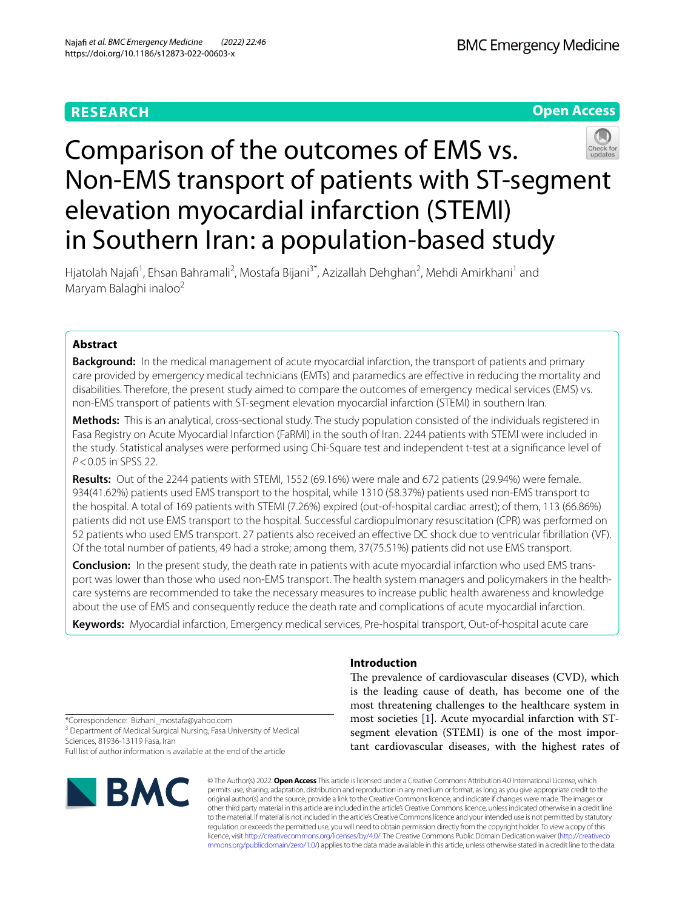RESEARCH

Open Access

# Comparison of the outcomes of EMS vs. Non-EMS transport of patients with ST-segment elevation myocardial infarction (STEMI) in Southern Iran: a population-based study

Hjatolah Najafi[1], Ehsan Bahramali[2], Mostafa Bijani[3*], Azizallah Dehghan[2], Mehdi Amirkhani[1] and Maryam Balaghi inaloo[2]

## Abstract

**Background:** In the medical management of acute myocardial infarction, the transport of patients and primary care provided by emergency medical technicians (EMTs) and paramedics are effective in reducing the mortality and disabilities. Therefore, the present study aimed to compare the outcomes of emergency medical services (EMS) vs. non-EMS transport of patients with ST-segment elevation myocardial infarction (STEMI) in southern Iran.

**Methods:** This is an analytical, cross-sectional study. The study population consisted of the individuals registered in Fasa Registry on Acute Myocardial Infarction (FaRMI) in the south of Iran. 2244 patients with STEMI were included in the study. Statistical analyses were performed using Chi-Square test and independent t-test at a significance level of $P<0.05$ in SPSS 22.

**Results:** Out of the 2244 patients with STEMI, 1552 (69.16%) were male and 672 patients (29.94%) were female. 934(41.62%) patients used EMS transport to the hospital, while 1310 (58.37%) patients used non-EMS transport to the hospital. A total of 169 patients with STEMI (7.26%) expired (out-of-hospital cardiac arrest); of them, 113 (66.86%) patients did not use EMS transport to the hospital. Successful cardiopulmonary resuscitation (CPR) was performed on 52 patients who used EMS transport. 27 patients also received an effective DC shock due to ventricular fibrillation (VF). Of the total number of patients, 49 had a stroke; among them, 37(75.51%) patients did not use EMS transport.

**Conclusion:** In the present study, the death rate in patients with acute myocardial infarction who used EMS transport was lower than those who used non-EMS transport. The health system managers and policymakers in the healthcare systems are recommended to take the necessary measures to increase public health awareness and knowledge about the use of EMS and consequently reduce the death rate and complications of acute myocardial infarction.

**Keywords:** Myocardial infarction, Emergency medical services, Pre-hospital transport, Out-of-hospital acute care

*Correspondence: Bizhani_mostafa@yahoo.com
[3] Department of Medical Surgical Nursing, Fasa University of Medical Sciences, 81936-13119 Fasa, Iran
Full list of author information is available at the end of the article

## Introduction

The prevalence of cardiovascular diseases (CVD), which is the leading cause of death, has become one of the most threatening challenges to the healthcare system in most societies [1]. Acute myocardial infarction with ST-segment elevation (STEMI) is one of the most important cardiovascular diseases, with the highest rates of

© The Author(s) 2022. **Open Access** This article is licensed under a Creative Commons Attribution 4.0 International License, which permits use, sharing, adaptation, distribution and reproduction in any medium or format, as long as you give appropriate credit to the original author(s) and the source, provide a link to the Creative Commons licence, and indicate if changes were made. The images or other third party material in this article are included in the article's Creative Commons licence, unless indicated otherwise in a credit line to the material. If material is not included in the article's Creative Commons licence and your intended use is not permitted by statutory regulation or exceeds the permitted use, you will need to obtain permission directly from the copyright holder. To view a copy of this licence, visit http://creativecommons.org/licenses/by/4.0/. The Creative Commons Public Domain Dedication waiver (http://creativecommons.org/publicdomain/zero/1.0/) applies to the data made available in this article, unless otherwise stated in a credit line to the data.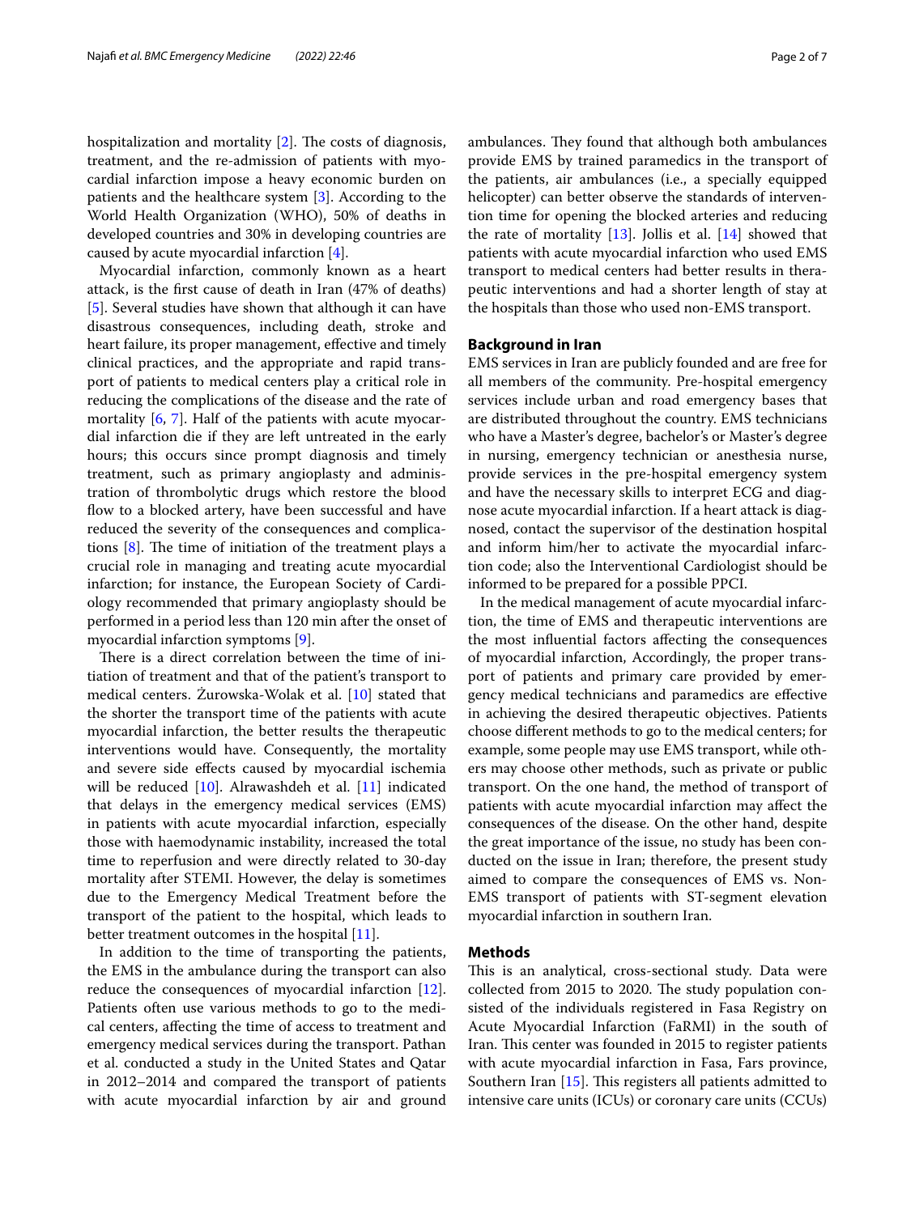hospitalization and mortality [2]. The costs of diagnosis, treatment, and the re-admission of patients with myocardial infarction impose a heavy economic burden on patients and the healthcare system [3]. According to the World Health Organization (WHO), 50% of deaths in developed countries and 30% in developing countries are caused by acute myocardial infarction [4].

Myocardial infarction, commonly known as a heart attack, is the first cause of death in Iran (47% of deaths) [5]. Several studies have shown that although it can have disastrous consequences, including death, stroke and heart failure, its proper management, effective and timely clinical practices, and the appropriate and rapid transport of patients to medical centers play a critical role in reducing the complications of the disease and the rate of mortality [6, 7]. Half of the patients with acute myocardial infarction die if they are left untreated in the early hours; this occurs since prompt diagnosis and timely treatment, such as primary angioplasty and administration of thrombolytic drugs which restore the blood flow to a blocked artery, have been successful and have reduced the severity of the consequences and complications [8]. The time of initiation of the treatment plays a crucial role in managing and treating acute myocardial infarction; for instance, the European Society of Cardiology recommended that primary angioplasty should be performed in a period less than 120 min after the onset of myocardial infarction symptoms [9].

There is a direct correlation between the time of initiation of treatment and that of the patient's transport to medical centers. Żurowska-Wolak et al. [10] stated that the shorter the transport time of the patients with acute myocardial infarction, the better results the therapeutic interventions would have. Consequently, the mortality and severe side effects caused by myocardial ischemia will be reduced [10]. Alrawashdeh et al. [11] indicated that delays in the emergency medical services (EMS) in patients with acute myocardial infarction, especially those with haemodynamic instability, increased the total time to reperfusion and were directly related to 30-day mortality after STEMI. However, the delay is sometimes due to the Emergency Medical Treatment before the transport of the patient to the hospital, which leads to better treatment outcomes in the hospital [11].

In addition to the time of transporting the patients, the EMS in the ambulance during the transport can also reduce the consequences of myocardial infarction [12]. Patients often use various methods to go to the medical centers, affecting the time of access to treatment and emergency medical services during the transport. Pathan et al. conducted a study in the United States and Qatar in 2012–2014 and compared the transport of patients with acute myocardial infarction by air and ground ambulances. They found that although both ambulances provide EMS by trained paramedics in the transport of the patients, air ambulances (i.e., a specially equipped helicopter) can better observe the standards of intervention time for opening the blocked arteries and reducing the rate of mortality [13]. Jollis et al. [14] showed that patients with acute myocardial infarction who used EMS transport to medical centers had better results in therapeutic interventions and had a shorter length of stay at the hospitals than those who used non-EMS transport.

## Background in Iran

EMS services in Iran are publicly founded and are free for all members of the community. Pre-hospital emergency services include urban and road emergency bases that are distributed throughout the country. EMS technicians who have a Master's degree, bachelor's or Master's degree in nursing, emergency technician or anesthesia nurse, provide services in the pre-hospital emergency system and have the necessary skills to interpret ECG and diagnose acute myocardial infarction. If a heart attack is diagnosed, contact the supervisor of the destination hospital and inform him/her to activate the myocardial infarction code; also the Interventional Cardiologist should be informed to be prepared for a possible PPCI.

In the medical management of acute myocardial infarction, the time of EMS and therapeutic interventions are the most influential factors affecting the consequences of myocardial infarction, Accordingly, the proper transport of patients and primary care provided by emergency medical technicians and paramedics are effective in achieving the desired therapeutic objectives. Patients choose different methods to go to the medical centers; for example, some people may use EMS transport, while others may choose other methods, such as private or public transport. On the one hand, the method of transport of patients with acute myocardial infarction may affect the consequences of the disease. On the other hand, despite the great importance of the issue, no study has been conducted on the issue in Iran; therefore, the present study aimed to compare the consequences of EMS vs. Non-EMS transport of patients with ST-segment elevation myocardial infarction in southern Iran.

## Methods

This is an analytical, cross-sectional study. Data were collected from 2015 to 2020. The study population consisted of the individuals registered in Fasa Registry on Acute Myocardial Infarction (FaRMI) in the south of Iran. This center was founded in 2015 to register patients with acute myocardial infarction in Fasa, Fars province, Southern Iran [15]. This registers all patients admitted to intensive care units (ICUs) or coronary care units (CCUs)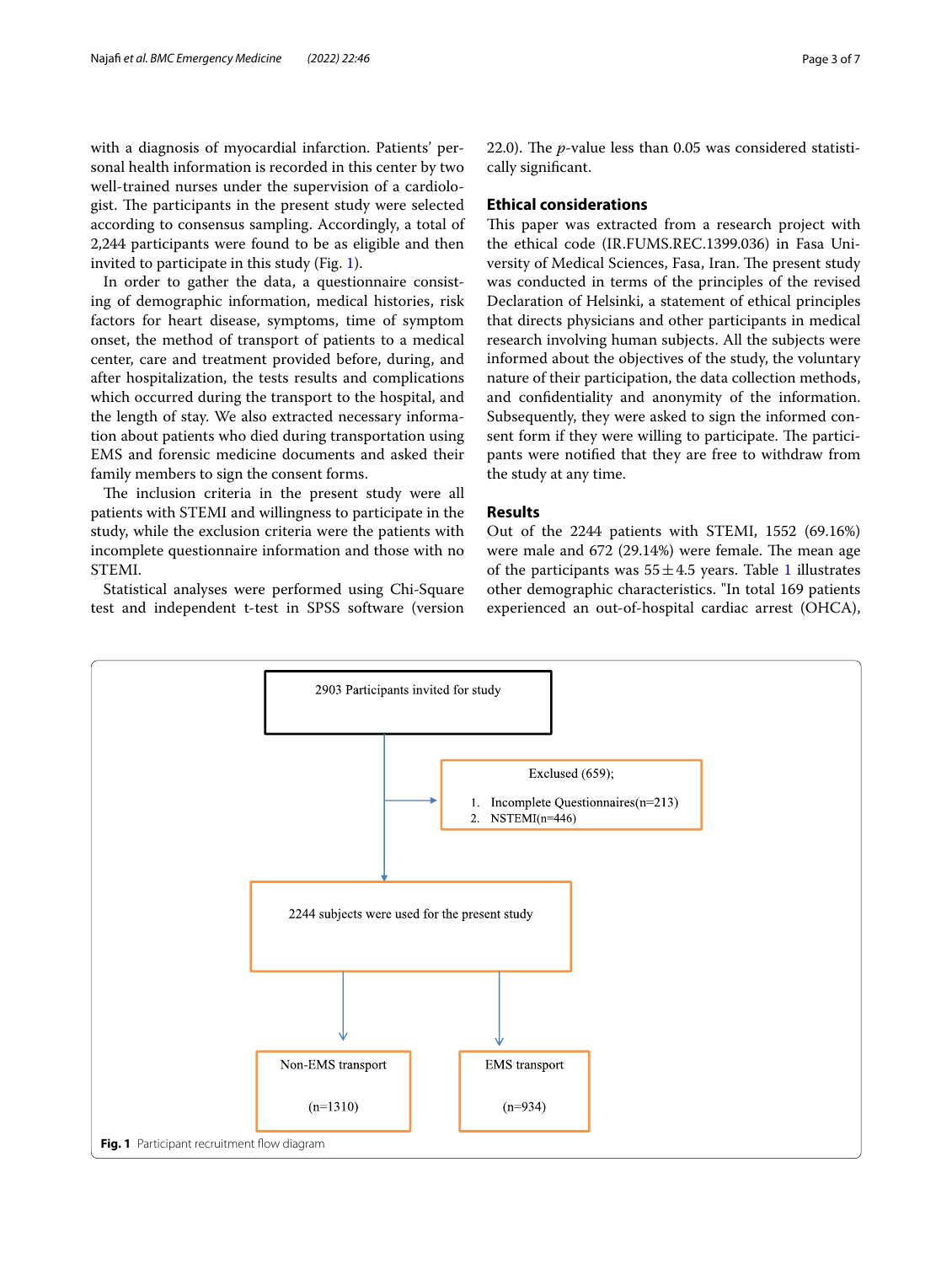with a diagnosis of myocardial infarction. Patients' personal health information is recorded in this center by two well-trained nurses under the supervision of a cardiologist. The participants in the present study were selected according to consensus sampling. Accordingly, a total of 2,244 participants were found to be as eligible and then invited to participate in this study (Fig. 1).

In order to gather the data, a questionnaire consisting of demographic information, medical histories, risk factors for heart disease, symptoms, time of symptom onset, the method of transport of patients to a medical center, care and treatment provided before, during, and after hospitalization, the tests results and complications which occurred during the transport to the hospital, and the length of stay. We also extracted necessary information about patients who died during transportation using EMS and forensic medicine documents and asked their family members to sign the consent forms.

The inclusion criteria in the present study were all patients with STEMI and willingness to participate in the study, while the exclusion criteria were the patients with incomplete questionnaire information and those with no STEMI.

Statistical analyses were performed using Chi-Square test and independent t-test in SPSS software (version 22.0). The *p*-value less than 0.05 was considered statistically significant.

## Ethical considerations

This paper was extracted from a research project with the ethical code (IR.FUMS.REC.1399.036) in Fasa University of Medical Sciences, Fasa, Iran. The present study was conducted in terms of the principles of the revised Declaration of Helsinki, a statement of ethical principles that directs physicians and other participants in medical research involving human subjects. All the subjects were informed about the objectives of the study, the voluntary nature of their participation, the data collection methods, and confidentiality and anonymity of the information. Subsequently, they were asked to sign the informed consent form if they were willing to participate. The participants were notified that they are free to withdraw from the study at any time.

## Results

Out of the 2244 patients with STEMI, 1552 (69.16%) were male and 672 (29.14%) were female. The mean age of the participants was $55 \pm 4.5$ years. Table 1 illustrates other demographic characteristics. "In total 169 patients experienced an out-of-hospital cardiac arrest (OHCA),

2903 Participants invited for study

Exclused (659);

1. Incomplete Questionnaires(n=213)
2. NSTEMI(n=446)

2244 subjects were used for the present study

Non-EMS transport (n=1310)

EMS transport (n=934)

**Fig. 1** Participant recruitment flow diagram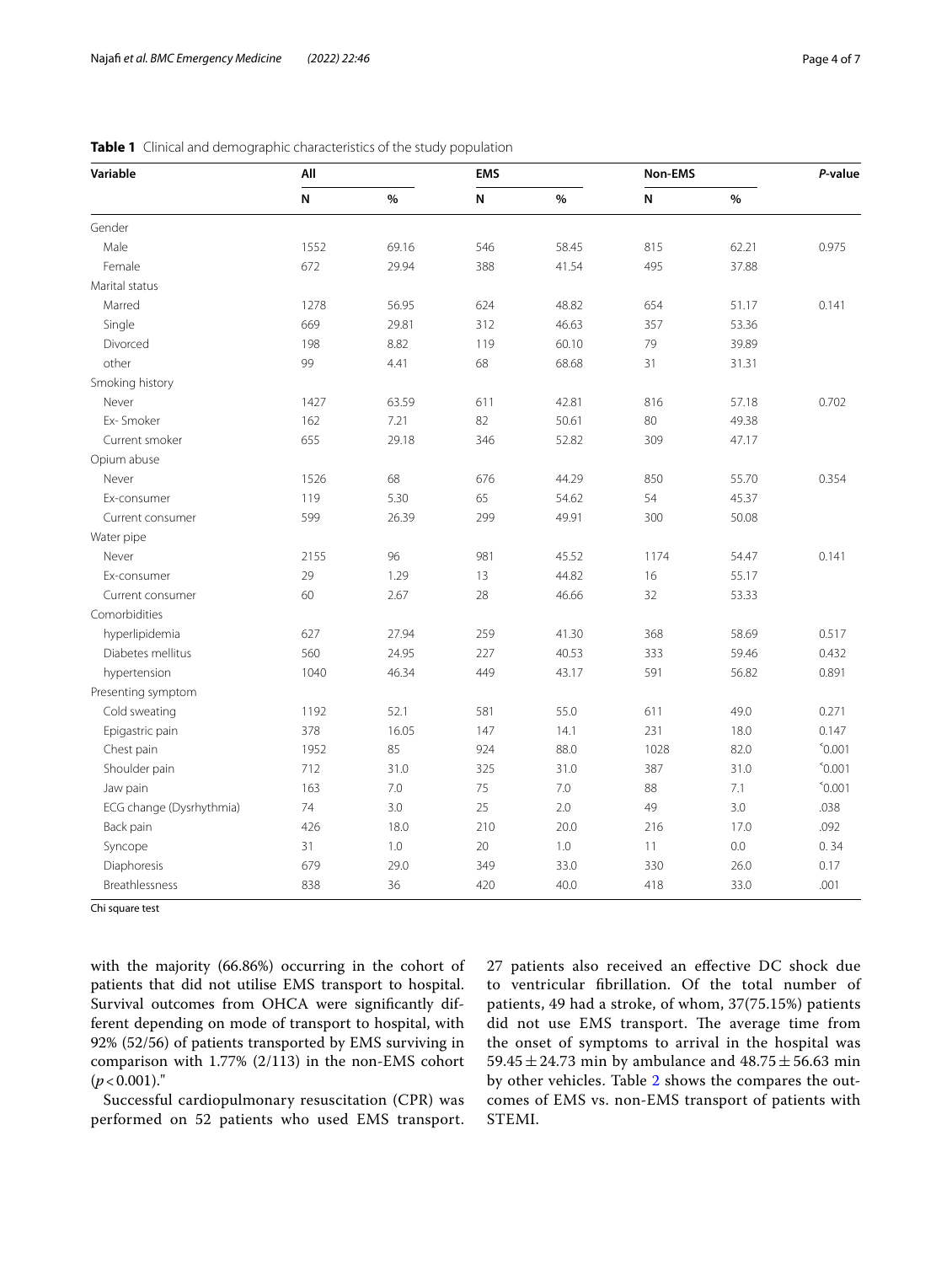**Table 1** Clinical and demographic characteristics of the study population

| Variable | All | | EMS | | Non-EMS | | *P*-value |
|---|---|---|---|---|---|---|---|
| | N | % | N | % | N | % | |
| Gender | | | | | | | |
| Male | 1552 | 69.16 | 546 | 58.45 | 815 | 62.21 | 0.975 |
| Female | 672 | 29.94 | 388 | 41.54 | 495 | 37.88 | |
| Marital status | | | | | | | |
| Marred | 1278 | 56.95 | 624 | 48.82 | 654 | 51.17 | 0.141 |
| Single | 669 | 29.81 | 312 | 46.63 | 357 | 53.36 | |
| Divorced | 198 | 8.82 | 119 | 60.10 | 79 | 39.89 | |
| other | 99 | 4.41 | 68 | 68.68 | 31 | 31.31 | |
| Smoking history | | | | | | | |
| Never | 1427 | 63.59 | 611 | 42.81 | 816 | 57.18 | 0.702 |
| Ex- Smoker | 162 | 7.21 | 82 | 50.61 | 80 | 49.38 | |
| Current smoker | 655 | 29.18 | 346 | 52.82 | 309 | 47.17 | |
| Opium abuse | | | | | | | |
| Never | 1526 | 68 | 676 | 44.29 | 850 | 55.70 | 0.354 |
| Ex-consumer | 119 | 5.30 | 65 | 54.62 | 54 | 45.37 | |
| Current consumer | 599 | 26.39 | 299 | 49.91 | 300 | 50.08 | |
| Water pipe | | | | | | | |
| Never | 2155 | 96 | 981 | 45.52 | 1174 | 54.47 | 0.141 |
| Ex-consumer | 29 | 1.29 | 13 | 44.82 | 16 | 55.17 | |
| Current consumer | 60 | 2.67 | 28 | 46.66 | 32 | 53.33 | |
| Comorbidities | | | | | | | |
| hyperlipidemia | 627 | 27.94 | 259 | 41.30 | 368 | 58.69 | 0.517 |
| Diabetes mellitus | 560 | 24.95 | 227 | 40.53 | 333 | 59.46 | 0.432 |
| hypertension | 1040 | 46.34 | 449 | 43.17 | 591 | 56.82 | 0.891 |
| Presenting symptom | | | | | | | |
| Cold sweating | 1192 | 52.1 | 581 | 55.0 | 611 | 49.0 | 0.271 |
| Epigastric pain | 378 | 16.05 | 147 | 14.1 | 231 | 18.0 | 0.147 |
| Chest pain | 1952 | 85 | 924 | 88.0 | 1028 | 82.0 | $^{*}$0.001 |
| Shoulder pain | 712 | 31.0 | 325 | 31.0 | 387 | 31.0 | $^{*}$0.001 |
| Jaw pain | 163 | 7.0 | 75 | 7.0 | 88 | 7.1 | $^{*}$0.001 |
| ECG change (Dysrhythmia) | 74 | 3.0 | 25 | 2.0 | 49 | 3.0 | .038 |
| Back pain | 426 | 18.0 | 210 | 20.0 | 216 | 17.0 | .092 |
| Syncope | 31 | 1.0 | 20 | 1.0 | 11 | 0.0 | 0. 34 |
| Diaphoresis | 679 | 29.0 | 349 | 33.0 | 330 | 26.0 | 0.17 |
| Breathlessness | 838 | 36 | 420 | 40.0 | 418 | 33.0 | .001 |

Chi square test

with the majority (66.86%) occurring in the cohort of patients that did not utilise EMS transport to hospital. Survival outcomes from OHCA were significantly different depending on mode of transport to hospital, with 92% (52/56) of patients transported by EMS surviving in comparison with 1.77% (2/113) in the non-EMS cohort ($p < 0.001$)."

Successful cardiopulmonary resuscitation (CPR) was performed on 52 patients who used EMS transport. 27 patients also received an effective DC shock due to ventricular fibrillation. Of the total number of patients, 49 had a stroke, of whom, 37(75.15%) patients did not use EMS transport. The average time from the onset of symptoms to arrival in the hospital was $59.45 \pm 24.73$ min by ambulance and $48.75 \pm 56.63$ min by other vehicles. Table 2 shows the compares the outcomes of EMS vs. non-EMS transport of patients with STEMI.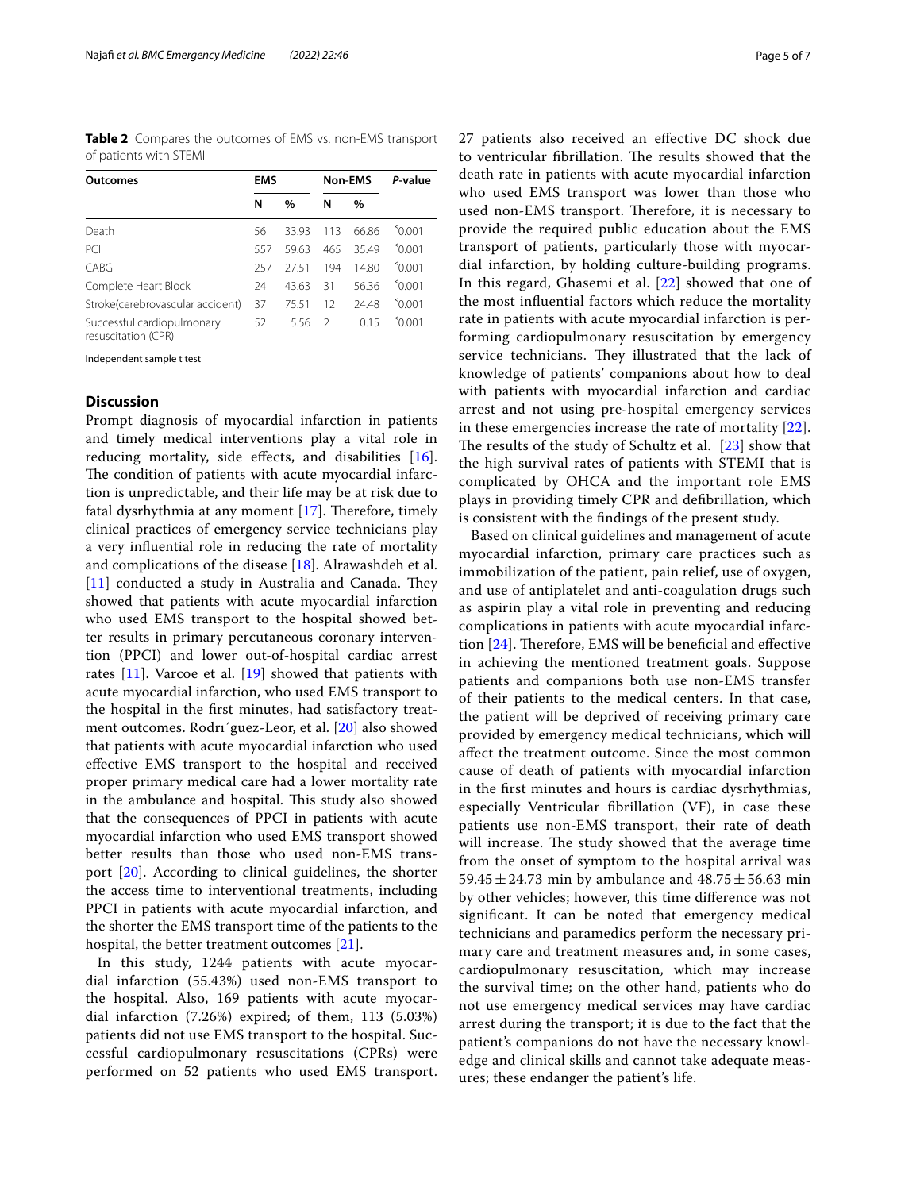**Table 2** Compares the outcomes of EMS vs. non-EMS transport of patients with STEMI

| Outcomes | EMS | | Non-EMS | | *P*-value |
|---|---|---|---|---|---|
| | N | % | N | % | |
| Death | 56 | 33.93 | 113 | 66.86 | *0.001 |
| PCI | 557 | 59.63 | 465 | 35.49 | *0.001 |
| CABG | 257 | 27.51 | 194 | 14.80 | *0.001 |
| Complete Heart Block | 24 | 43.63 | 31 | 56.36 | *0.001 |
| Stroke(cerebrovascular accident) | 37 | 75.51 | 12 | 24.48 | *0.001 |
| Successful cardiopulmonary resuscitation (CPR) | 52 | 5.56 | 2 | 0.15 | *0.001 |

Independent sample t test

## Discussion

Prompt diagnosis of myocardial infarction in patients and timely medical interventions play a vital role in reducing mortality, side effects, and disabilities [16]. The condition of patients with acute myocardial infarction is unpredictable, and their life may be at risk due to fatal dysrhythmia at any moment [17]. Therefore, timely clinical practices of emergency service technicians play a very influential role in reducing the rate of mortality and complications of the disease [18]. Alrawashdeh et al. [11] conducted a study in Australia and Canada. They showed that patients with acute myocardial infarction who used EMS transport to the hospital showed better results in primary percutaneous coronary intervention (PPCI) and lower out-of-hospital cardiac arrest rates [11]. Varcoe et al. [19] showed that patients with acute myocardial infarction, who used EMS transport to the hospital in the first minutes, had satisfactory treatment outcomes. Rodrı´guez-Leor, et al. [20] also showed that patients with acute myocardial infarction who used effective EMS transport to the hospital and received proper primary medical care had a lower mortality rate in the ambulance and hospital. This study also showed that the consequences of PPCI in patients with acute myocardial infarction who used EMS transport showed better results than those who used non-EMS transport [20]. According to clinical guidelines, the shorter the access time to interventional treatments, including PPCI in patients with acute myocardial infarction, and the shorter the EMS transport time of the patients to the hospital, the better treatment outcomes [21].

In this study, 1244 patients with acute myocardial infarction (55.43%) used non-EMS transport to the hospital. Also, 169 patients with acute myocardial infarction (7.26%) expired; of them, 113 (5.03%) patients did not use EMS transport to the hospital. Successful cardiopulmonary resuscitations (CPRs) were performed on 52 patients who used EMS transport. 27 patients also received an effective DC shock due to ventricular fibrillation. The results showed that the death rate in patients with acute myocardial infarction who used EMS transport was lower than those who used non-EMS transport. Therefore, it is necessary to provide the required public education about the EMS transport of patients, particularly those with myocardial infarction, by holding culture-building programs. In this regard, Ghasemi et al. [22] showed that one of the most influential factors which reduce the mortality rate in patients with acute myocardial infarction is performing cardiopulmonary resuscitation by emergency service technicians. They illustrated that the lack of knowledge of patients' companions about how to deal with patients with myocardial infarction and cardiac arrest and not using pre-hospital emergency services in these emergencies increase the rate of mortality [22]. The results of the study of Schultz et al. [23] show that the high survival rates of patients with STEMI that is complicated by OHCA and the important role EMS plays in providing timely CPR and defibrillation, which is consistent with the findings of the present study.

Based on clinical guidelines and management of acute myocardial infarction, primary care practices such as immobilization of the patient, pain relief, use of oxygen, and use of antiplatelet and anti-coagulation drugs such as aspirin play a vital role in preventing and reducing complications in patients with acute myocardial infarction [24]. Therefore, EMS will be beneficial and effective in achieving the mentioned treatment goals. Suppose patients and companions both use non-EMS transfer of their patients to the medical centers. In that case, the patient will be deprived of receiving primary care provided by emergency medical technicians, which will affect the treatment outcome. Since the most common cause of death of patients with myocardial infarction in the first minutes and hours is cardiac dysrhythmias, especially Ventricular fibrillation (VF), in case these patients use non-EMS transport, their rate of death will increase. The study showed that the average time from the onset of symptom to the hospital arrival was $59.45 \pm 24.73$ min by ambulance and $48.75 \pm 56.63$ min by other vehicles; however, this time difference was not significant. It can be noted that emergency medical technicians and paramedics perform the necessary primary care and treatment measures and, in some cases, cardiopulmonary resuscitation, which may increase the survival time; on the other hand, patients who do not use emergency medical services may have cardiac arrest during the transport; it is due to the fact that the patient's companions do not have the necessary knowledge and clinical skills and cannot take adequate measures; these endanger the patient's life.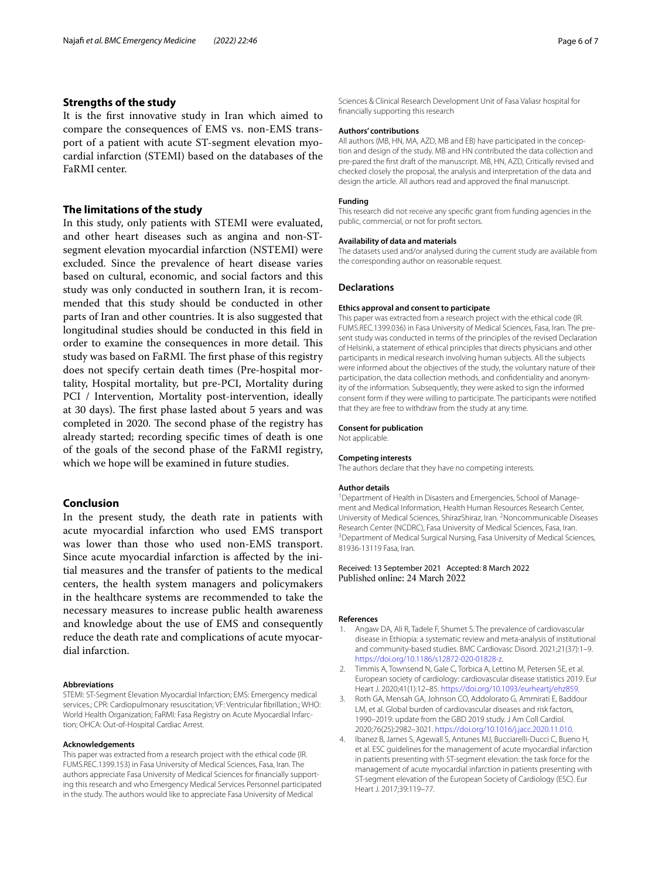## Strengths of the study

It is the first innovative study in Iran which aimed to compare the consequences of EMS vs. non-EMS transport of a patient with acute ST-segment elevation myocardial infarction (STEMI) based on the databases of the FaRMI center.

## The limitations of the study

In this study, only patients with STEMI were evaluated, and other heart diseases such as angina and non-ST-segment elevation myocardial infarction (NSTEMI) were excluded. Since the prevalence of heart disease varies based on cultural, economic, and social factors and this study was only conducted in southern Iran, it is recommended that this study should be conducted in other parts of Iran and other countries. It is also suggested that longitudinal studies should be conducted in this field in order to examine the consequences in more detail. This study was based on FaRMI. The first phase of this registry does not specify certain death times (Pre-hospital mortality, Hospital mortality, but pre-PCI, Mortality during PCI / Intervention, Mortality post-intervention, ideally at 30 days). The first phase lasted about 5 years and was completed in 2020. The second phase of the registry has already started; recording specific times of death is one of the goals of the second phase of the FaRMI registry, which we hope will be examined in future studies.

## Conclusion

In the present study, the death rate in patients with acute myocardial infarction who used EMS transport was lower than those who used non-EMS transport. Since acute myocardial infarction is affected by the initial measures and the transfer of patients to the medical centers, the health system managers and policymakers in the healthcare systems are recommended to take the necessary measures to increase public health awareness and knowledge about the use of EMS and consequently reduce the death rate and complications of acute myocardial infarction.

#### Abbreviations

STEMI: ST-Segment Elevation Myocardial Infarction; EMS: Emergency medical services.; CPR: Cardiopulmonary resuscitation; VF: Ventricular fibrillation.; WHO: World Health Organization; FaRMI: Fasa Registry on Acute Myocardial Infarction; OHCA: Out-of-Hospital Cardiac Arrest.

#### Acknowledgements

This paper was extracted from a research project with the ethical code (IR.FUMS.REC.1399.153) in Fasa University of Medical Sciences, Fasa, Iran. The authors appreciate Fasa University of Medical Sciences for financially supporting this research and who Emergency Medical Services Personnel participated in the study. The authors would like to appreciate Fasa University of Medical Sciences & Clinical Research Development Unit of Fasa Valiasr hospital for financially supporting this research

#### Authors' contributions

All authors (MB, HN, MA, AZD, MB and EB) have participated in the conception and design of the study. MB and HN contributed the data collection and pre-pared the first draft of the manuscript. MB, HN, AZD, Critically revised and checked closely the proposal, the analysis and interpretation of the data and design the article. All authors read and approved the final manuscript.

#### Funding

This research did not receive any specific grant from funding agencies in the public, commercial, or not for profit sectors.

#### Availability of data and materials

The datasets used and/or analysed during the current study are available from the corresponding author on reasonable request.

### Declarations

#### Ethics approval and consent to participate

This paper was extracted from a research project with the ethical code (IR.FUMS.REC.1399.036) in Fasa University of Medical Sciences, Fasa, Iran. The present study was conducted in terms of the principles of the revised Declaration of Helsinki, a statement of ethical principles that directs physicians and other participants in medical research involving human subjects. All the subjects were informed about the objectives of the study, the voluntary nature of their participation, the data collection methods, and confidentiality and anonymity of the information. Subsequently, they were asked to sign the informed consent form if they were willing to participate. The participants were notified that they are free to withdraw from the study at any time.

#### Consent for publication

Not applicable.

#### Competing interests

The authors declare that they have no competing interests.

#### Author details

[1]Department of Health in Disasters and Emergencies, School of Management and Medical Information, Health Human Resources Research Center, University of Medical Sciences, ShirazShiraz, Iran. [2]Noncommunicable Diseases Research Center (NCDRC), Fasa University of Medical Sciences, Fasa, Iran. [3]Department of Medical Surgical Nursing, Fasa University of Medical Sciences, 81936-13119 Fasa, Iran.

Received: 13 September 2021 Accepted: 8 March 2022
Published online: 24 March 2022

#### References

1. Angaw DA, Ali R, Tadele F, Shumet S. The prevalence of cardiovascular disease in Ethiopia: a systematic review and meta-analysis of institutional and community-based studies. BMC Cardiovasc Disord. 2021;21(37):1–9. https://doi.org/10.1186/s12872-020-01828-z.
2. Timmis A, Townsend N, Gale C, Torbica A, Lettino M, Petersen SE, et al. European society of cardiology: cardiovascular disease statistics 2019. Eur Heart J. 2020;41(1):12–85. https://doi.org/10.1093/eurheartj/ehz859.
3. Roth GA, Mensah GA, Johnson CO, Addolorato G, Ammirati E, Baddour LM, et al. Global burden of cardiovascular diseases and risk factors, 1990–2019: update from the GBD 2019 study. J Am Coll Cardiol. 2020;76(25):2982–3021. https://doi.org/10.1016/j.jacc.2020.11.010.
4. Ibanez B, James S, Agewall S, Antunes MJ, Bucciarelli-Ducci C, Bueno H, et al. ESC guidelines for the management of acute myocardial infarction in patients presenting with ST-segment elevation: the task force for the management of acute myocardial infarction in patients presenting with ST-segment elevation of the European Society of Cardiology (ESC). Eur Heart J. 2017;39:119–77.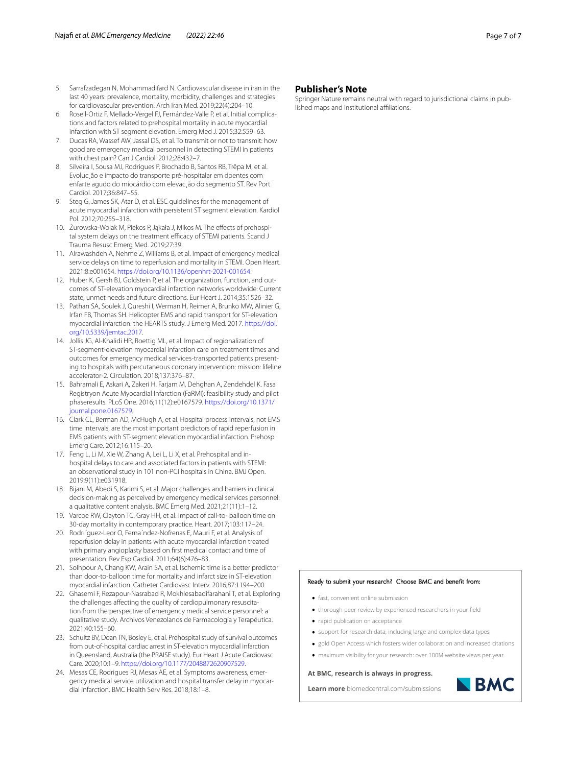5. Sarrafzadegan N, Mohammadifard N. Cardiovascular disease in iran in the last 40 years: prevalence, mortality, morbidity, challenges and strategies for cardiovascular prevention. Arch Iran Med. 2019;22(4):204–10.
6. Rosell-Ortiz F, Mellado-Vergel FJ, Fernández-Valle P, et al. Initial complications and factors related to prehospital mortality in acute myocardial infarction with ST segment elevation. Emerg Med J. 2015;32:559–63.
7. Ducas RA, Wassef AW, Jassal DS, et al. To transmit or not to transmit: how good are emergency medical personnel in detecting STEMI in patients with chest pain? Can J Cardiol. 2012;28:432–7.
8. Silveira I, Sousa MJ, Rodrigues P, Brochado B, Santos RB, Trêpa M, et al. Evoluc¸ão e impacto do transporte pré-hospitalar em doentes com enfarte agudo do miocárdio com elevac¸ão do segmento ST. Rev Port Cardiol. 2017;36:847–55.
9. Steg G, James SK, Atar D, et al. ESC guidelines for the management of acute myocardial infarction with persistent ST segment elevation. Kardiol Pol. 2012;70:255–318.
10. Żurowska-Wolak M, Piekos P, Jąkała J, Mikos M. The effects of prehospital system delays on the treatment efficacy of STEMI patients. Scand J Trauma Resusc Emerg Med. 2019;27:39.
11. Alrawashdeh A, Nehme Z, Williams B, et al. Impact of emergency medical service delays on time to reperfusion and mortality in STEMI. Open Heart. 2021;8:e001654. https://doi.org/10.1136/openhrt-2021-001654.
12. Huber K, Gersh BJ, Goldstein P, et al. The organization, function, and outcomes of ST-elevation myocardial infarction networks worldwide: Current state, unmet needs and future directions. Eur Heart J. 2014;35:1526–32.
13. Pathan SA, Soulek J, Qureshi I, Werman H, Reimer A, Brunko MW, Alinier G, Irfan FB, Thomas SH. Helicopter EMS and rapid transport for ST-elevation myocardial infarction: the HEARTS study. J Emerg Med. 2017. https://doi.org/10.5339/jemtac.2017.
14. Jollis JG, Al-Khalidi HR, Roettig ML, et al. Impact of regionalization of ST-segment-elevation myocardial infarction care on treatment times and outcomes for emergency medical services-transported patients presenting to hospitals with percutaneous coronary intervention: mission: lifeline accelerator-2. Circulation. 2018;137:376–87.
15. Bahramali E, Askari A, Zakeri H, Farjam M, Dehghan A, Zendehdel K. Fasa Registryon Acute Myocardial Infarction (FaRMI): feasibility study and pilot phaseresults. PLoS One. 2016;11(12):e0167579. https://doi.org/10.1371/journal.pone.0167579.
16. Clark CL, Berman AD, McHugh A, et al. Hospital process intervals, not EMS time intervals, are the most important predictors of rapid reperfusion in EMS patients with ST-segment elevation myocardial infarction. Prehosp Emerg Care. 2012;16:115–20.
17. Feng L, Li M, Xie W, Zhang A, Lei L, Li X, et al. Prehospital and in-hospital delays to care and associated factors in patients with STEMI: an observational study in 101 non-PCI hospitals in China. BMJ Open. 2019;9(11):e031918.
18 Bijani M, Abedi S, Karimi S, et al. Major challenges and barriers in clinical decision-making as perceived by emergency medical services personnel: a qualitative content analysis. BMC Emerg Med. 2021;21(11):1–12.
19. Varcoe RW, Clayton TC, Gray HH, et al. Impact of call-to- balloon time on 30-day mortality in contemporary practice. Heart. 2017;103:117–24.
20. Rodrı´guez-Leor O, Ferna´ndez-Nofrerıas E, Mauri F, et al. Analysis of reperfusion delay in patients with acute myocardial infarction treated with primary angioplasty based on first medical contact and time of presentation. Rev Esp Cardiol. 2011;64(6):476–83.
21. Solhpour A, Chang KW, Arain SA, et al. Ischemic time is a better predictor than door-to-balloon time for mortality and infarct size in ST-elevation myocardial infarction. Catheter Cardiovasc Interv. 2016;87:1194–200.
22. Ghasemi F, Rezapour-Nasrabad R, Mokhlesabadifarahani T, et al. Exploring the challenges affecting the quality of cardiopulmonary resuscitation from the perspective of emergency medical service personnel: a qualitative study. Archivos Venezolanos de Farmacología y Terapéutica. 2021;40:155–60.
23. Schultz BV, Doan TN, Bosley E, et al. Prehospital study of survival outcomes from out-of-hospital cardiac arrest in ST-elevation myocardial infarction in Queensland, Australia (the PRAISE study). Eur Heart J Acute Cardiovasc Care. 2020;10:1–9. https://doi.org/10.1177/2048872620907529.
24. Mesas CE, Rodrigues RJ, Mesas AE, et al. Symptoms awareness, emergency medical service utilization and hospital transfer delay in myocardial infarction. BMC Health Serv Res. 2018;18:1–8.

## Publisher's Note

Springer Nature remains neutral with regard to jurisdictional claims in published maps and institutional affiliations.

Ready to submit your research? Choose BMC and benefit from:

- fast, convenient online submission
- thorough peer review by experienced researchers in your field
- rapid publication on acceptance
- support for research data, including large and complex data types
- gold Open Access which fosters wider collaboration and increased citations
- maximum visibility for your research: over 100M website views per year

**At BMC, research is always in progress.**

**Learn more** biomedcentral.com/submissions

BMC